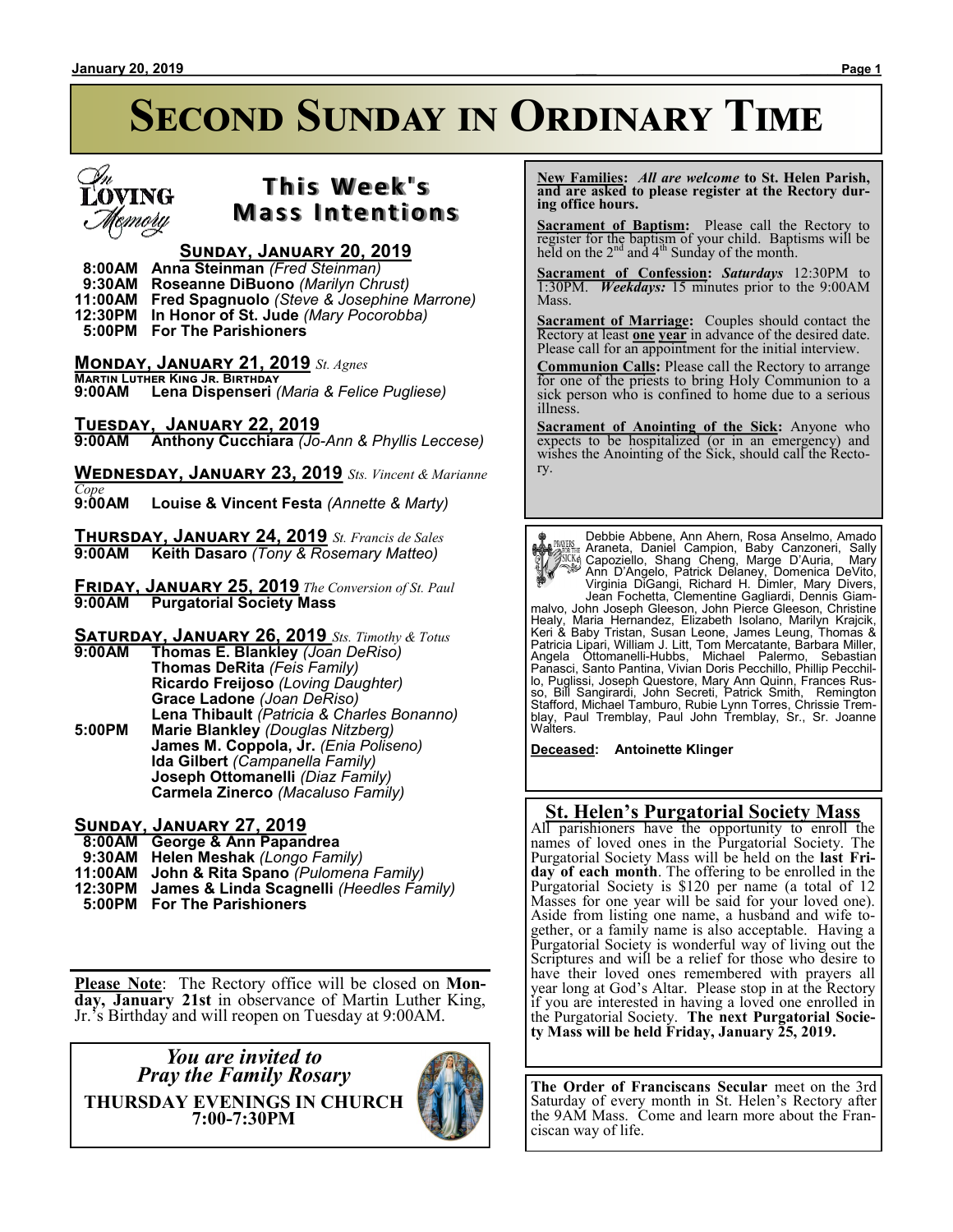# Second Sunday in Ordinary Time

## This Week's Mass Intentions

### Sunday, January 20, 2019

**8:00AM Anna Steinman** *(Fred Steinman)*
**9:30AM Roseanne DiBuono** *(Marilyn Chrust)*
**11:00AM Fred Spagnuolo** *(Steve & Josephine Marrone)*
**12:30PM In Honor of St. Jude** *(Mary Pocorobba)*
**5:00PM For The Parishioners**

### Monday, January 21, 2019 *St. Agnes*

**Martin Luther King Jr. Birthday**
**9:00AM Lena Dispenseri** *(Maria & Felice Pugliese)*

### Tuesday, January 22, 2019

**9:00AM Anthony Cucchiara** *(Jo-Ann & Phyllis Leccese)*

### Wednesday, January 23, 2019 *Sts. Vincent & Marianne Cope*

**9:00AM Louise & Vincent Festa** *(Annette & Marty)*

### Thursday, January 24, 2019 *St. Francis de Sales*

**9:00AM Keith Dasaro** *(Tony & Rosemary Matteo)*

### Friday, January 25, 2019 *The Conversion of St. Paul*

**9:00AM Purgatorial Society Mass**

### Saturday, January 26, 2019 *Sts. Timothy & Totus*

**9:00AM Thomas E. Blankley** *(Joan DeRiso)*
**Thomas DeRita** *(Feis Family)*
**Ricardo Freijoso** *(Loving Daughter)*
**Grace Ladone** *(Joan DeRiso)*
**Lena Thibault** *(Patricia & Charles Bonanno)*
**5:00PM Marie Blankley** *(Douglas Nitzberg)*
**James M. Coppola, Jr.** *(Enia Poliseno)*
**Ida Gilbert** *(Campanella Family)*
**Joseph Ottomanelli** *(Diaz Family)*
**Carmela Zinerco** *(Macaluso Family)*

### Sunday, January 27, 2019

**8:00AM George & Ann Papandrea**
**9:30AM Helen Meshak** *(Longo Family)*
**11:00AM John & Rita Spano** *(Pulomena Family)*
**12:30PM James & Linda Scagnelli** *(Heedles Family)*
**5:00PM For The Parishioners**

**Please Note**: The Rectory office will be closed on **Monday, January 21st** in observance of Martin Luther King, Jr.'s Birthday and will reopen on Tuesday at 9:00AM.

*You are invited to Pray the Family Rosary*
**THURSDAY EVENINGS IN CHURCH 7:00-7:30PM**

**New Families:** *All are welcome* **to St. Helen Parish, and are asked to please register at the Rectory during office hours.**

**Sacrament of Baptism:** Please call the Rectory to register for the baptism of your child. Baptisms will be held on the 2nd and 4th Sunday of the month.

**Sacrament of Confession:** ***Saturdays*** 12:30PM to 1:30PM. ***Weekdays:*** 15 minutes prior to the 9:00AM Mass.

**Sacrament of Marriage:** Couples should contact the Rectory at least **one year** in advance of the desired date. Please call for an appointment for the initial interview.

**Communion Calls:** Please call the Rectory to arrange for one of the priests to bring Holy Communion to a sick person who is confined to home due to a serious illness.

**Sacrament of Anointing of the Sick:** Anyone who expects to be hospitalized (or in an emergency) and wishes the Anointing of the Sick, should call the Rectory.

Debbie Abbene, Ann Ahern, Rosa Anselmo, Amado Araneta, Daniel Campion, Baby Canzoneri, Sally Capoziello, Shang Cheng, Marge D'Auria, Mary Ann D'Angelo, Patrick Delaney, Domenica DeVito, Virginia DiGangi, Richard H. Dimler, Mary Divers, Jean Fochetta, Clementine Gagliardi, Dennis Giammalvo, John Joseph Gleeson, John Pierce Gleeson, Christine Healy, Maria Hernandez, Elizabeth Isolano, Marilyn Krajcik, Keri & Baby Tristan, Susan Leone, James Leung, Thomas & Patricia Lipari, William J. Litt, Tom Mercatante, Barbara Miller, Angela Ottomanelli-Hubbs, Michael Palermo, Sebastian Panasci, Santo Pantina, Vivian Doris Pecchillo, Phillip Pecchillo, Puglissi, Joseph Questore, Mary Ann Quinn, Frances Russo, Bill Sangirardi, John Secreti, Patrick Smith, Remington Stafford, Michael Tamburo, Rubie Lynn Torres, Chrissie Tremblay, Paul Tremblay, Paul John Tremblay, Sr., Sr. Joanne Walters.

**Deceased**: **Antoinette Klinger**

## St. Helen's Purgatorial Society Mass

All parishioners have the opportunity to enroll the names of loved ones in the Purgatorial Society. The Purgatorial Society Mass will be held on the **last Friday of each month**. The offering to be enrolled in the Purgatorial Society is $120 per name (a total of 12 Masses for one year will be said for your loved one). Aside from listing one name, a husband and wife together, or a family name is also acceptable. Having a Purgatorial Society is wonderful way of living out the Scriptures and will be a relief for those who desire to have their loved ones remembered with prayers all year long at God's Altar. Please stop in at the Rectory if you are interested in having a loved one enrolled in the Purgatorial Society. **The next Purgatorial Society Mass will be held Friday, January 25, 2019.**

**The Order of Franciscans Secular** meet on the 3rd Saturday of every month in St. Helen's Rectory after the 9AM Mass. Come and learn more about the Franciscan way of life.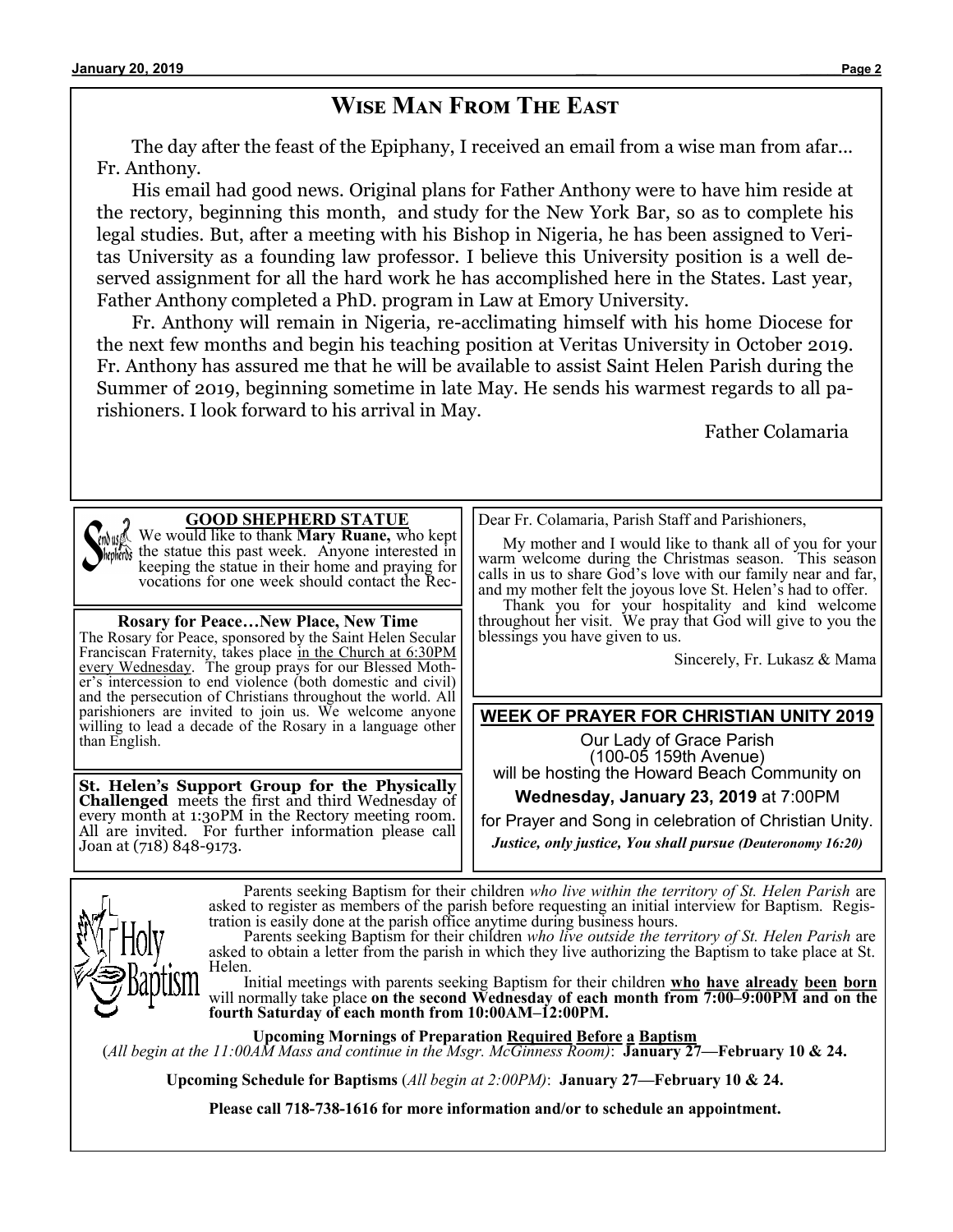## Wise Man From The East

The day after the feast of the Epiphany, I received an email from a wise man from afar... Fr. Anthony.

His email had good news. Original plans for Father Anthony were to have him reside at the rectory, beginning this month, and study for the New York Bar, so as to complete his legal studies. But, after a meeting with his Bishop in Nigeria, he has been assigned to Veritas University as a founding law professor. I believe this University position is a well deserved assignment for all the hard work he has accomplished here in the States. Last year, Father Anthony completed a PhD. program in Law at Emory University.

Fr. Anthony will remain in Nigeria, re-acclimating himself with his home Diocese for the next few months and begin his teaching position at Veritas University in October 2019. Fr. Anthony has assured me that he will be available to assist Saint Helen Parish during the Summer of 2019, beginning sometime in late May. He sends his warmest regards to all parishioners. I look forward to his arrival in May.

Father Colamaria

### GOOD SHEPHERD STATUE

We would like to thank **Mary Ruane,** who kept the statue this past week. Anyone interested in keeping the statue in their home and praying for vocations for one week should contact the Rec-

### Rosary for Peace…New Place, New Time

The Rosary for Peace, sponsored by the Saint Helen Secular Franciscan Fraternity, takes place in the Church at 6:30PM every Wednesday. The group prays for our Blessed Mother's intercession to end violence (both domestic and civil) and the persecution of Christians throughout the world. All parishioners are invited to join us. We welcome anyone willing to lead a decade of the Rosary in a language other than English.

**St. Helen's Support Group for the Physically Challenged** meets the first and third Wednesday of every month at 1:30PM in the Rectory meeting room. All are invited. For further information please call Joan at (718) 848-9173.

Dear Fr. Colamaria, Parish Staff and Parishioners,

My mother and I would like to thank all of you for your warm welcome during the Christmas season. This season calls in us to share God's love with our family near and far, and my mother felt the joyous love St. Helen's had to offer.

Thank you for your hospitality and kind welcome throughout her visit. We pray that God will give to you the blessings you have given to us.

Sincerely, Fr. Lukasz & Mama

### WEEK OF PRAYER FOR CHRISTIAN UNITY 2019

Our Lady of Grace Parish
(100-05 159th Avenue)
will be hosting the Howard Beach Community on

**Wednesday, January 23, 2019** at 7:00PM

for Prayer and Song in celebration of Christian Unity.

***Justice, only justice, You shall pursue (Deuteronomy 16:20)***

### Holy Baptism

Parents seeking Baptism for their children *who live within the territory of St. Helen Parish* are asked to register as members of the parish before requesting an initial interview for Baptism. Registration is easily done at the parish office anytime during business hours.

Parents seeking Baptism for their children *who live outside the territory of St. Helen Parish* are asked to obtain a letter from the parish in which they live authorizing the Baptism to take place at St. Helen.

Initial meetings with parents seeking Baptism for their children **who have already been born** will normally take place **on the second Wednesday of each month from 7:00–9:00PM and on the fourth Saturday of each month from 10:00AM–12:00PM.**

**Upcoming Mornings of Preparation Required Before a Baptism**
(*All begin at the 11:00AM Mass and continue in the Msgr. McGinness Room)*: **January 27—February 10 & 24.**

**Upcoming Schedule for Baptisms** (*All begin at 2:00PM)*: **January 27—February 10 & 24.**

**Please call 718-738-1616 for more information and/or to schedule an appointment.**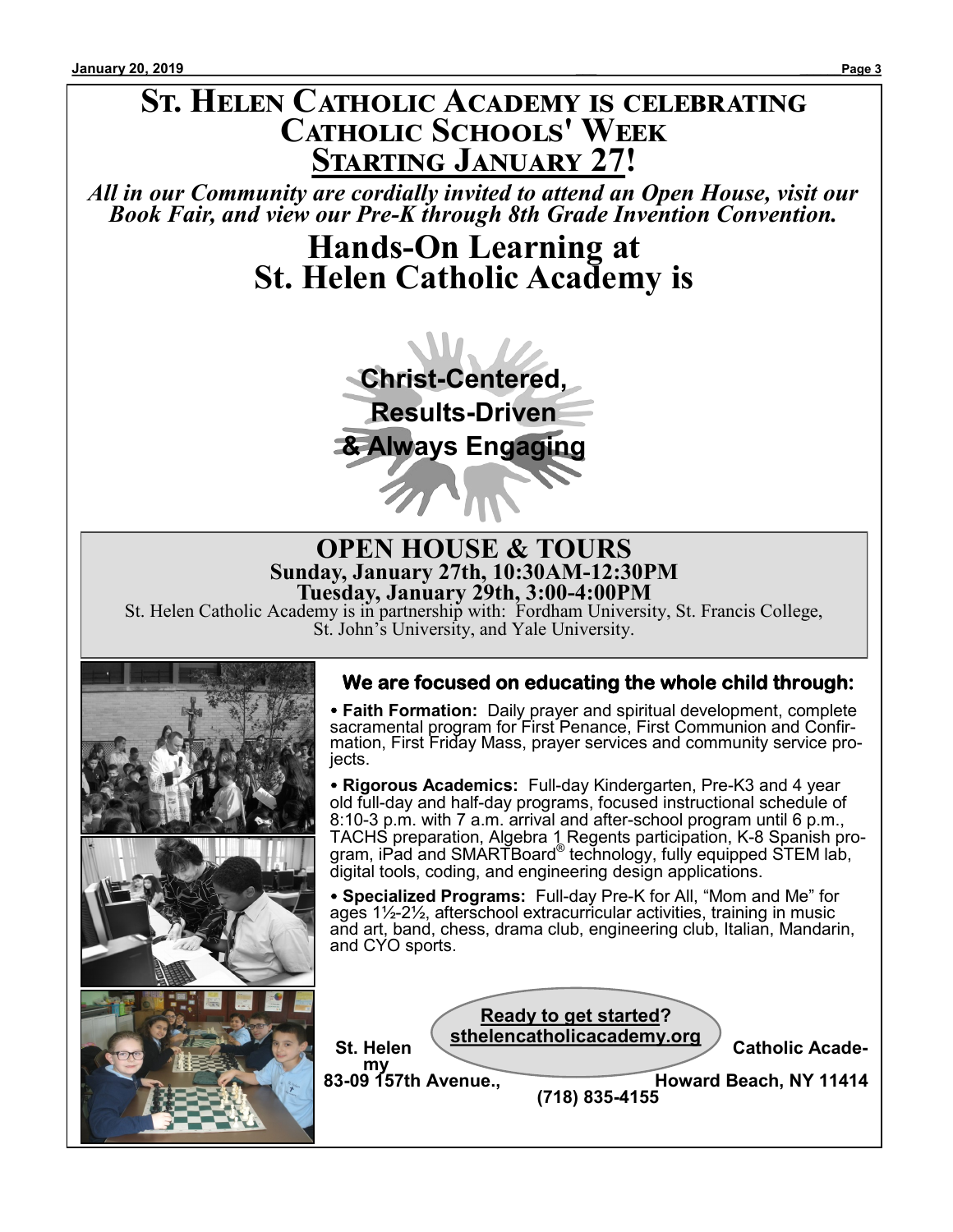# St. Helen Catholic Academy is celebrating Catholic Schools' Week Starting January 27!

*All in our Community are cordially invited to attend an Open House, visit our Book Fair, and view our Pre-K through 8th Grade Invention Convention.*

## Hands-On Learning at St. Helen Catholic Academy is

**Christ-Centered,**
**Results-Driven**
**& Always Engaging**

## OPEN HOUSE & TOURS

**Sunday, January 27th, 10:30AM-12:30PM**
**Tuesday, January 29th, 3:00-4:00PM**

St. Helen Catholic Academy is in partnership with: Fordham University, St. Francis College, St. John's University, and Yale University.

### We are focused on educating the whole child through:

- **Faith Formation:** Daily prayer and spiritual development, complete sacramental program for First Penance, First Communion and Confirmation, First Friday Mass, prayer services and community service projects.
- **Rigorous Academics:** Full-day Kindergarten, Pre-K3 and 4 year old full-day and half-day programs, focused instructional schedule of 8:10-3 p.m. with 7 a.m. arrival and after-school program until 6 p.m., TACHS preparation, Algebra 1 Regents participation, K-8 Spanish program, iPad and SMARTBoard® technology, fully equipped STEM lab, digital tools, coding, and engineering design applications.
- **Specialized Programs:** Full-day Pre-K for All, "Mom and Me" for ages 1½-2½, afterschool extracurricular activities, training in music and art, band, chess, drama club, engineering club, Italian, Mandarin, and CYO sports.

**Ready to get started?**
**sthelencatholicacademy.org**

**St. Helen Catholic Academy**
**83-09 157th Avenue., Howard Beach, NY 11414**
**(718) 835-4155**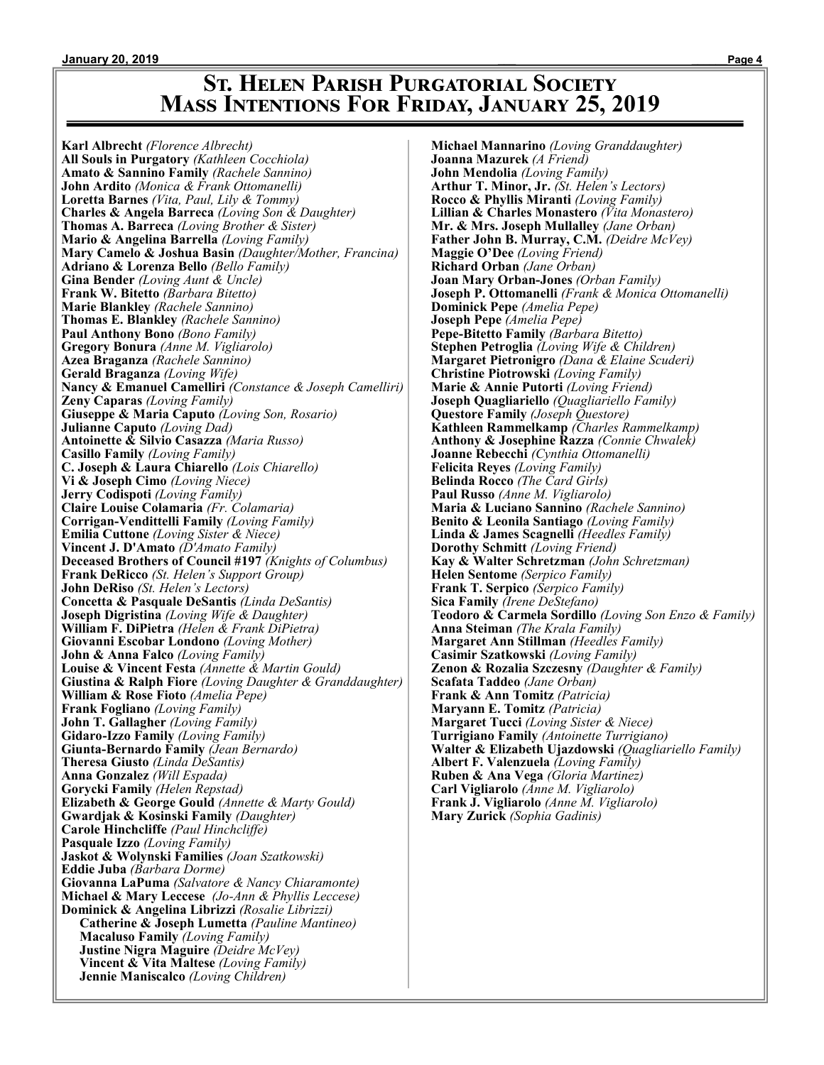# St. Helen Parish Purgatorial Society
## Mass Intentions For Friday, January 25, 2019

**Karl Albrecht** *(Florence Albrecht)*
**All Souls in Purgatory** *(Kathleen Cocchiola)*
**Amato & Sannino Family** *(Rachele Sannino)*
**John Ardito** *(Monica & Frank Ottomanelli)*
**Loretta Barnes** *(Vita, Paul, Lily & Tommy)*
**Charles & Angela Barreca** *(Loving Son & Daughter)*
**Thomas A. Barreca** *(Loving Brother & Sister)*
**Mario & Angelina Barrella** *(Loving Family)*
**Mary Camelo & Joshua Basin** *(Daughter/Mother, Francina)*
**Adriano & Lorenza Bello** *(Bello Family)*
**Gina Bender** *(Loving Aunt & Uncle)*
**Frank W. Bitetto** *(Barbara Bitetto)*
**Marie Blankley** *(Rachele Sannino)*
**Thomas E. Blankley** *(Rachele Sannino)*
**Paul Anthony Bono** *(Bono Family)*
**Gregory Bonura** *(Anne M. Vigliarolo)*
**Azea Braganza** *(Rachele Sannino)*
**Gerald Braganza** *(Loving Wife)*
**Nancy & Emanuel Camelliri** *(Constance & Joseph Camelliri)*
**Zeny Caparas** *(Loving Family)*
**Giuseppe & Maria Caputo** *(Loving Son, Rosario)*
**Julianne Caputo** *(Loving Dad)*
**Antoinette & Silvio Casazza** *(Maria Russo)*
**Casillo Family** *(Loving Family)*
**C. Joseph & Laura Chiarello** *(Lois Chiarello)*
**Vi & Joseph Cimo** *(Loving Niece)*
**Jerry Codispoti** *(Loving Family)*
**Claire Louise Colamaria** *(Fr. Colamaria)*
**Corrigan-Vendittelli Family** *(Loving Family)*
**Emilia Cuttone** *(Loving Sister & Niece)*
**Vincent J. D'Amato** *(D'Amato Family)*
**Deceased Brothers of Council #197** *(Knights of Columbus)*
**Frank DeRicco** *(St. Helen's Support Group)*
**John DeRiso** *(St. Helen's Lectors)*
**Concetta & Pasquale DeSantis** *(Linda DeSantis)*
**Joseph Digristina** *(Loving Wife & Daughter)*
**William F. DiPietra** *(Helen & Frank DiPietra)*
**Giovanni Escobar Londono** *(Loving Mother)*
**John & Anna Falco** *(Loving Family)*
**Louise & Vincent Festa** *(Annette & Martin Gould)*
**Giustina & Ralph Fiore** *(Loving Daughter & Granddaughter)*
**William & Rose Fioto** *(Amelia Pepe)*
**Frank Fogliano** *(Loving Family)*
**John T. Gallagher** *(Loving Family)*
**Gidaro-Izzo Family** *(Loving Family)*
**Giunta-Bernardo Family** *(Jean Bernardo)*
**Theresa Giusto** *(Linda DeSantis)*
**Anna Gonzalez** *(Will Espada)*
**Gorycki Family** *(Helen Repstad)*
**Elizabeth & George Gould** *(Annette & Marty Gould)*
**Gwardjak & Kosinski Family** *(Daughter)*
**Carole Hinchcliffe** *(Paul Hinchcliffe)*
**Pasquale Izzo** *(Loving Family)*
**Jaskot & Wolynski Families** *(Joan Szatkowski)*
**Eddie Juba** *(Barbara Dorme)*
**Giovanna LaPuma** *(Salvatore & Nancy Chiaramonte)*
**Michael & Mary Leccese** *(Jo-Ann & Phyllis Leccese)*
**Dominick & Angelina Librizzi** *(Rosalie Librizzi)*
**Catherine & Joseph Lumetta** *(Pauline Mantineo)*
**Macaluso Family** *(Loving Family)*
**Justine Nigra Maguire** *(Deidre McVey)*
**Vincent & Vita Maltese** *(Loving Family)*
**Jennie Maniscalco** *(Loving Children)*
**Michael Mannarino** *(Loving Granddaughter)*
**Joanna Mazurek** *(A Friend)*
**John Mendolia** *(Loving Family)*
**Arthur T. Minor, Jr.** *(St. Helen's Lectors)*
**Rocco & Phyllis Miranti** *(Loving Family)*
**Lillian & Charles Monastero** *(Vita Monastero)*
**Mr. & Mrs. Joseph Mullalley** *(Jane Orban)*
**Father John B. Murray, C.M.** *(Deidre McVey)*
**Maggie O'Dee** *(Loving Friend)*
**Richard Orban** *(Jane Orban)*
**Joan Mary Orban-Jones** *(Orban Family)*
**Joseph P. Ottomanelli** *(Frank & Monica Ottomanelli)*
**Dominick Pepe** *(Amelia Pepe)*
**Joseph Pepe** *(Amelia Pepe)*
**Pepe-Bitetto Family** *(Barbara Bitetto)*
**Stephen Petroglia** *(Loving Wife & Children)*
**Margaret Pietronigro** *(Dana & Elaine Scuderi)*
**Christine Piotrowski** *(Loving Family)*
**Marie & Annie Putorti** *(Loving Friend)*
**Joseph Quagliariello** *(Quagliariello Family)*
**Questore Family** *(Joseph Questore)*
**Kathleen Rammelkamp** *(Charles Rammelkamp)*
**Anthony & Josephine Razza** *(Connie Chwalek)*
**Joanne Rebecchi** *(Cynthia Ottomanelli)*
**Felicita Reyes** *(Loving Family)*
**Belinda Rocco** *(The Card Girls)*
**Paul Russo** *(Anne M. Vigliarolo)*
**Maria & Luciano Sannino** *(Rachele Sannino)*
**Benito & Leonila Santiago** *(Loving Family)*
**Linda & James Scagnelli** *(Heedles Family)*
**Dorothy Schmitt** *(Loving Friend)*
**Kay & Walter Schretzman** *(John Schretzman)*
**Helen Sentome** *(Serpico Family)*
**Frank T. Serpico** *(Serpico Family)*
**Sica Family** *(Irene DeStefano)*
**Teodoro & Carmela Sordillo** *(Loving Son Enzo & Family)*
**Anna Steiman** *(The Krala Family)*
**Margaret Ann Stillman** *(Heedles Family)*
**Casimir Szatkowski** *(Loving Family)*
**Zenon & Rozalia Szczesny** *(Daughter & Family)*
**Scafata Taddeo** *(Jane Orban)*
**Frank & Ann Tomitz** *(Patricia)*
**Maryann E. Tomitz** *(Patricia)*
**Margaret Tucci** *(Loving Sister & Niece)*
**Turrigiano Family** *(Antoinette Turrigiano)*
**Walter & Elizabeth Ujazdowski** *(Quagliariello Family)*
**Albert F. Valenzuela** *(Loving Family)*
**Ruben & Ana Vega** *(Gloria Martinez)*
**Carl Vigliarolo** *(Anne M. Vigliarolo)*
**Frank J. Vigliarolo** *(Anne M. Vigliarolo)*
**Mary Zurick** *(Sophia Gadinis)*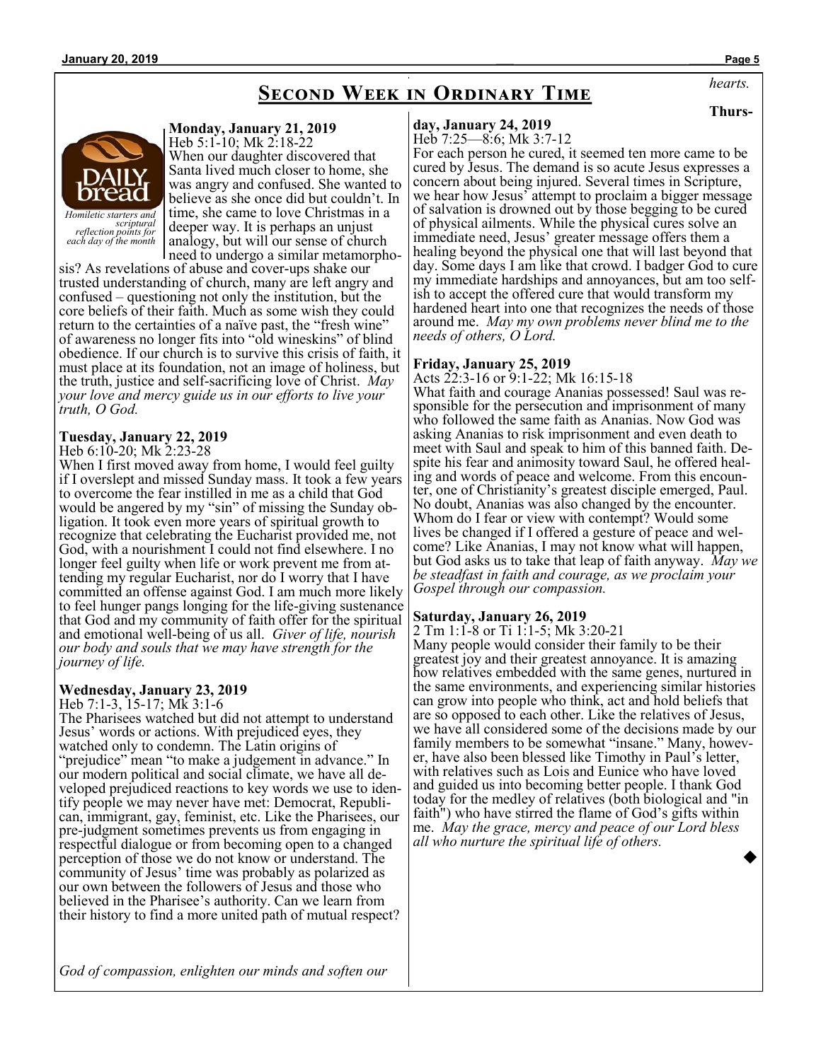# Second Week in Ordinary Time

Daily bread

*Homiletic starters and scriptural reflection points for each day of the month*

**Monday, January 21, 2019**
Heb 5:1-10; Mk 2:18-22
When our daughter discovered that Santa lived much closer to home, she was angry and confused. She wanted to believe as she once did but couldn't. In time, she came to love Christmas in a deeper way. It is perhaps an unjust analogy, but will our sense of church need to undergo a similar metamorphosis? As revelations of abuse and cover-ups shake our trusted understanding of church, many are left angry and confused – questioning not only the institution, but the core beliefs of their faith. Much as some wish they could return to the certainties of a naïve past, the "fresh wine" of awareness no longer fits into "old wineskins" of blind obedience. If our church is to survive this crisis of faith, it must place at its foundation, not an image of holiness, but the truth, justice and self-sacrificing love of Christ. *May your love and mercy guide us in our efforts to live your truth, O God.*

**Tuesday, January 22, 2019**
Heb 6:10-20; Mk 2:23-28
When I first moved away from home, I would feel guilty if I overslept and missed Sunday mass. It took a few years to overcome the fear instilled in me as a child that God would be angered by my "sin" of missing the Sunday obligation. It took even more years of spiritual growth to recognize that celebrating the Eucharist provided me, not God, with a nourishment I could not find elsewhere. I no longer feel guilty when life or work prevent me from attending my regular Eucharist, nor do I worry that I have committed an offense against God. I am much more likely to feel hunger pangs longing for the life-giving sustenance that God and my community of faith offer for the spiritual and emotional well-being of us all. *Giver of life, nourish our body and souls that we may have strength for the journey of life.*

**Wednesday, January 23, 2019**
Heb 7:1-3, 15-17; Mk 3:1-6
The Pharisees watched but did not attempt to understand Jesus' words or actions. With prejudiced eyes, they watched only to condemn. The Latin origins of "prejudice" mean "to make a judgement in advance." In our modern political and social climate, we have all developed prejudiced reactions to key words we use to identify people we may never have met: Democrat, Republican, immigrant, gay, feminist, etc. Like the Pharisees, our pre-judgment sometimes prevents us from engaging in respectful dialogue or from becoming open to a changed perception of those we do not know or understand. The community of Jesus' time was probably as polarized as our own between the followers of Jesus and those who believed in the Pharisee's authority. Can we learn from their history to find a more united path of mutual respect?

*God of compassion, enlighten our minds and soften our hearts.*

**Thursday, January 24, 2019**
Heb 7:25—8:6; Mk 3:7-12
For each person he cured, it seemed ten more came to be cured by Jesus. The demand is so acute Jesus expresses a concern about being injured. Several times in Scripture, we hear how Jesus' attempt to proclaim a bigger message of salvation is drowned out by those begging to be cured of physical ailments. While the physical cures solve an immediate need, Jesus' greater message offers them a healing beyond the physical one that will last beyond that day. Some days I am like that crowd. I badger God to cure my immediate hardships and annoyances, but am too selfish to accept the offered cure that would transform my hardened heart into one that recognizes the needs of those around me. *May my own problems never blind me to the needs of others, O Lord.*

**Friday, January 25, 2019**
Acts 22:3-16 or 9:1-22; Mk 16:15-18
What faith and courage Ananias possessed! Saul was responsible for the persecution and imprisonment of many who followed the same faith as Ananias. Now God was asking Ananias to risk imprisonment and even death to meet with Saul and speak to him of this banned faith. Despite his fear and animosity toward Saul, he offered healing and words of peace and welcome. From this encounter, one of Christianity's greatest disciple emerged, Paul. No doubt, Ananias was also changed by the encounter. Whom do I fear or view with contempt? Would some lives be changed if I offered a gesture of peace and welcome? Like Ananias, I may not know what will happen, but God asks us to take that leap of faith anyway. *May we be steadfast in faith and courage, as we proclaim your Gospel through our compassion.*

**Saturday, January 26, 2019**
2 Tm 1:1-8 or Ti 1:1-5; Mk 3:20-21
Many people would consider their family to be their greatest joy and their greatest annoyance. It is amazing how relatives embedded with the same genes, nurtured in the same environments, and experiencing similar histories can grow into people who think, act and hold beliefs that are so opposed to each other. Like the relatives of Jesus, we have all considered some of the decisions made by our family members to be somewhat "insane." Many, however, have also been blessed like Timothy in Paul's letter, with relatives such as Lois and Eunice who have loved and guided us into becoming better people. I thank God today for the medley of relatives (both biological and "in faith") who have stirred the flame of God's gifts within me. *May the grace, mercy and peace of our Lord bless all who nurture the spiritual life of others.*

◆